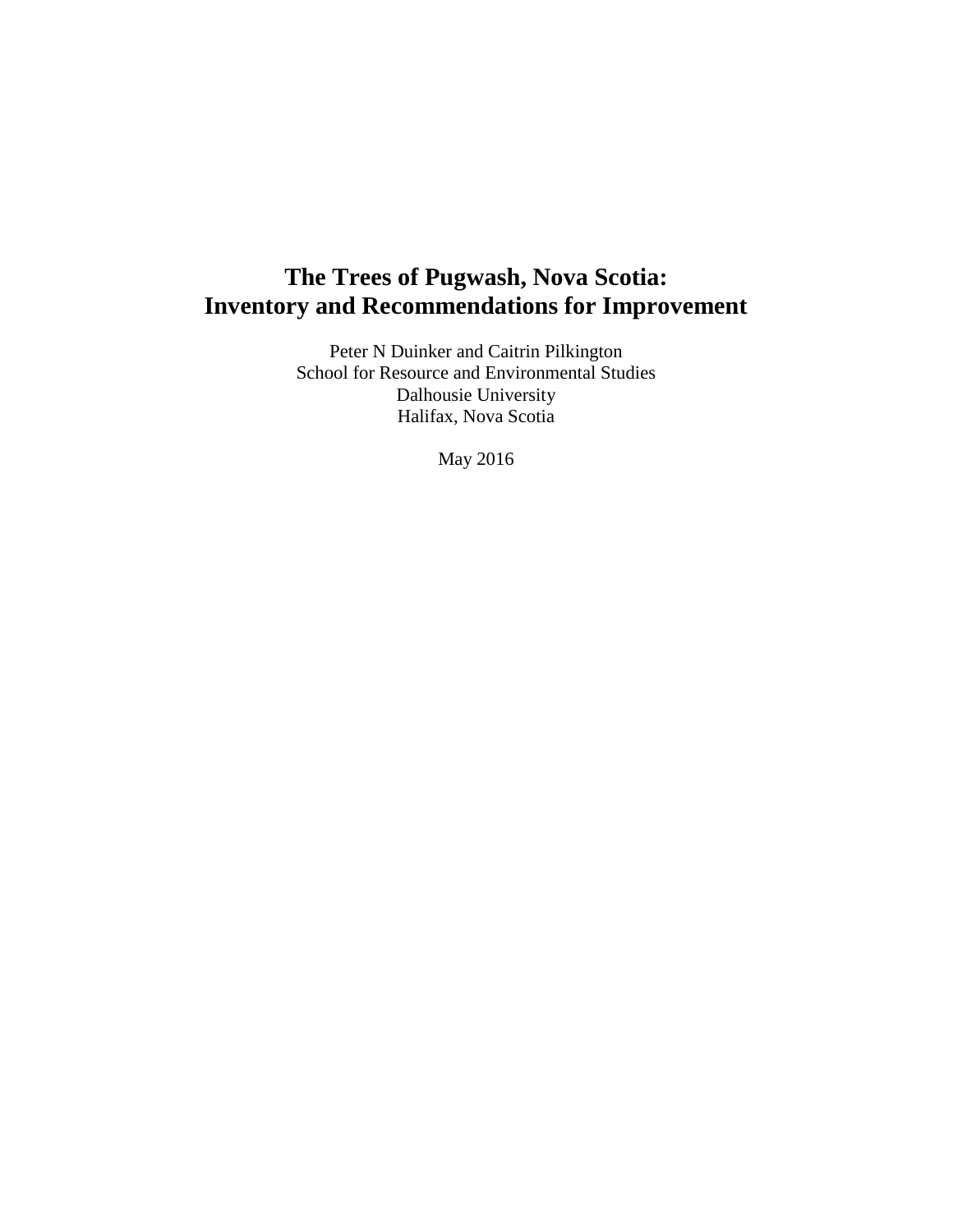# The Trees of Pugwash, Nova Scotia:
# Inventory and Recommendations for Improvement

Peter N Duinker and Caitrin Pilkington
School for Resource and Environmental Studies
Dalhousie University
Halifax, Nova Scotia

May 2016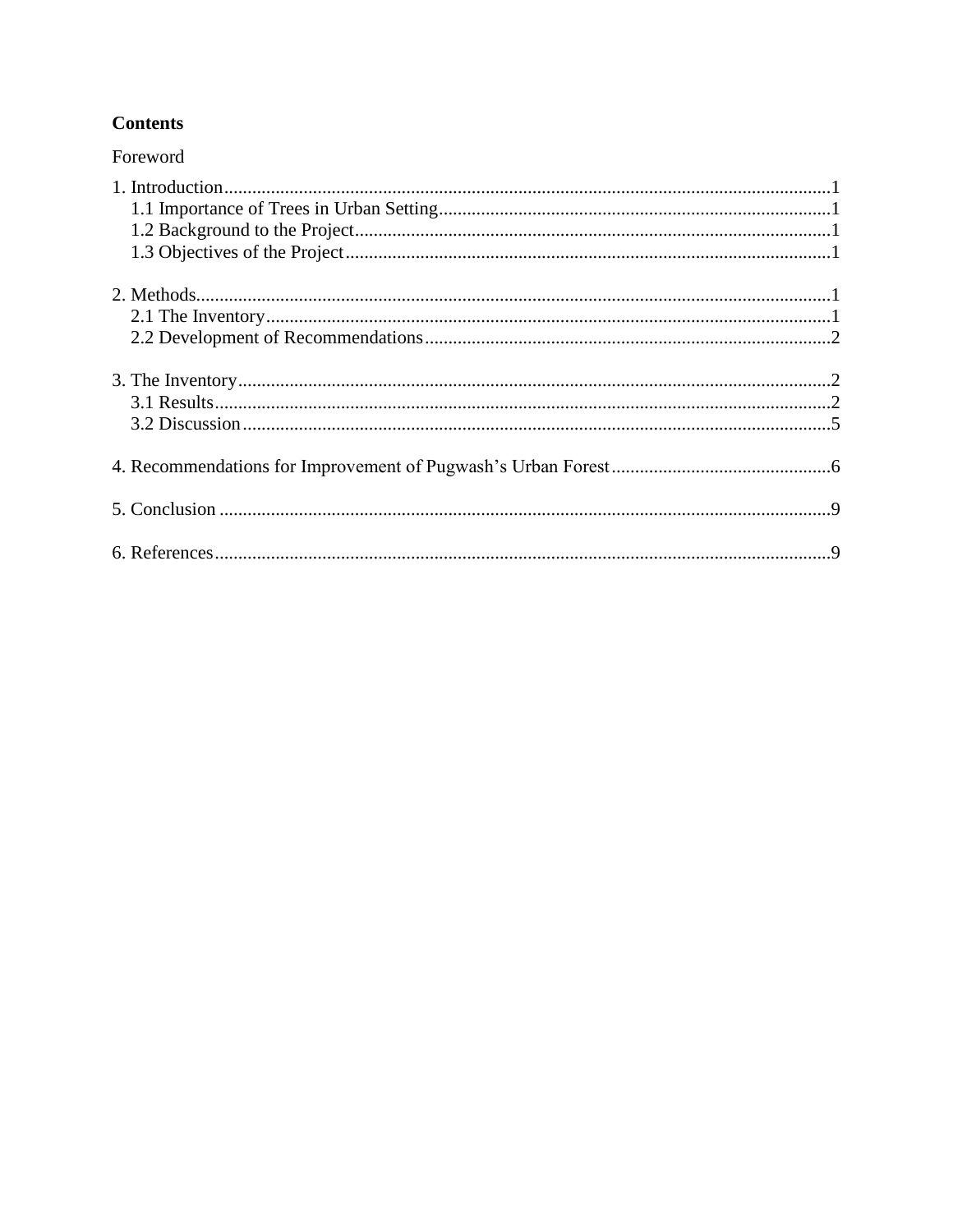**Contents**

Foreword

1. Introduction....................................................................................................................1
   - 1.1 Importance of Trees in Urban Setting....................................................................1
   - 1.2 Background to the Project......................................................................................1
   - 1.3 Objectives of the Project........................................................................................1

2. Methods.........................................................................................................................1
   - 2.1 The Inventory.........................................................................................................1
   - 2.2 Development of Recommendations.......................................................................2

3. The Inventory................................................................................................................2
   - 3.1 Results....................................................................................................................2
   - 3.2 Discussion..............................................................................................................5

4. Recommendations for Improvement of Pugwash’s Urban Forest...............................................6

5. Conclusion ....................................................................................................................9

6. References.....................................................................................................................9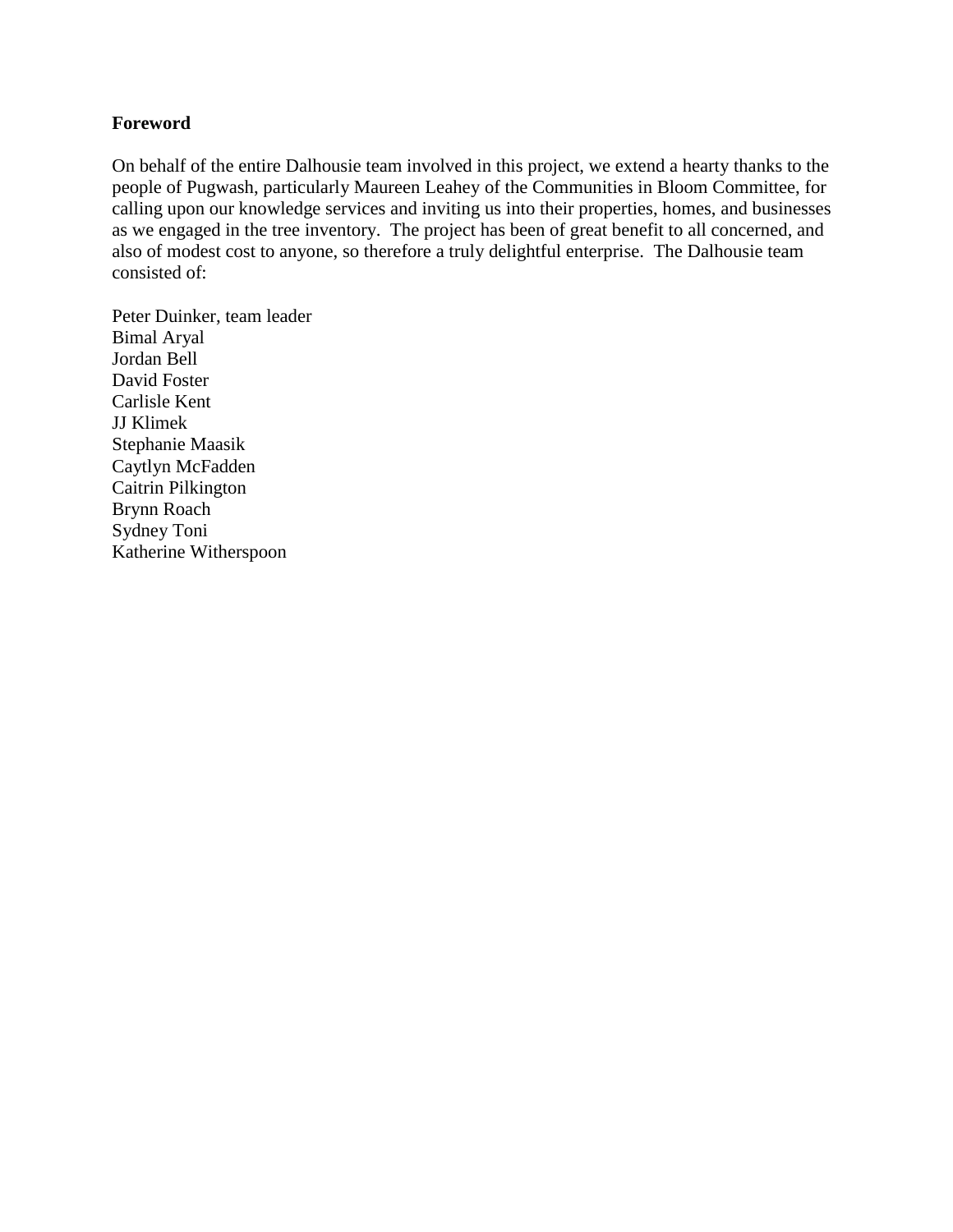## Foreword

On behalf of the entire Dalhousie team involved in this project, we extend a hearty thanks to the people of Pugwash, particularly Maureen Leahey of the Communities in Bloom Committee, for calling upon our knowledge services and inviting us into their properties, homes, and businesses as we engaged in the tree inventory. The project has been of great benefit to all concerned, and also of modest cost to anyone, so therefore a truly delightful enterprise. The Dalhousie team consisted of:

Peter Duinker, team leader
Bimal Aryal
Jordan Bell
David Foster
Carlisle Kent
JJ Klimek
Stephanie Maasik
Caytlyn McFadden
Caitrin Pilkington
Brynn Roach
Sydney Toni
Katherine Witherspoon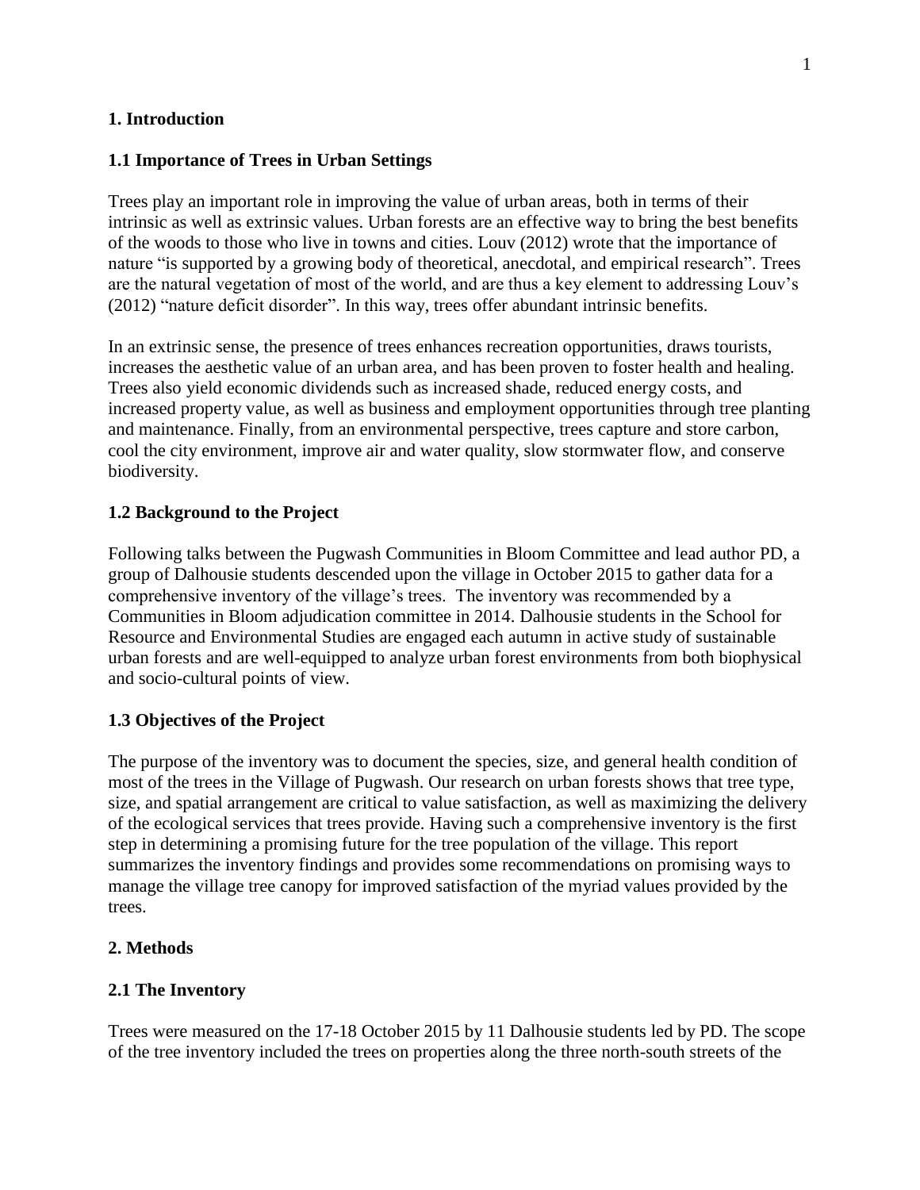# 1. Introduction

## 1.1 Importance of Trees in Urban Settings

Trees play an important role in improving the value of urban areas, both in terms of their intrinsic as well as extrinsic values. Urban forests are an effective way to bring the best benefits of the woods to those who live in towns and cities. Louv (2012) wrote that the importance of nature "is supported by a growing body of theoretical, anecdotal, and empirical research". Trees are the natural vegetation of most of the world, and are thus a key element to addressing Louv's (2012) "nature deficit disorder". In this way, trees offer abundant intrinsic benefits.

In an extrinsic sense, the presence of trees enhances recreation opportunities, draws tourists, increases the aesthetic value of an urban area, and has been proven to foster health and healing. Trees also yield economic dividends such as increased shade, reduced energy costs, and increased property value, as well as business and employment opportunities through tree planting and maintenance. Finally, from an environmental perspective, trees capture and store carbon, cool the city environment, improve air and water quality, slow stormwater flow, and conserve biodiversity.

## 1.2 Background to the Project

Following talks between the Pugwash Communities in Bloom Committee and lead author PD, a group of Dalhousie students descended upon the village in October 2015 to gather data for a comprehensive inventory of the village's trees. The inventory was recommended by a Communities in Bloom adjudication committee in 2014. Dalhousie students in the School for Resource and Environmental Studies are engaged each autumn in active study of sustainable urban forests and are well-equipped to analyze urban forest environments from both biophysical and socio-cultural points of view.

## 1.3 Objectives of the Project

The purpose of the inventory was to document the species, size, and general health condition of most of the trees in the Village of Pugwash. Our research on urban forests shows that tree type, size, and spatial arrangement are critical to value satisfaction, as well as maximizing the delivery of the ecological services that trees provide. Having such a comprehensive inventory is the first step in determining a promising future for the tree population of the village. This report summarizes the inventory findings and provides some recommendations on promising ways to manage the village tree canopy for improved satisfaction of the myriad values provided by the trees.

# 2. Methods

## 2.1 The Inventory

Trees were measured on the 17-18 October 2015 by 11 Dalhousie students led by PD. The scope of the tree inventory included the trees on properties along the three north-south streets of the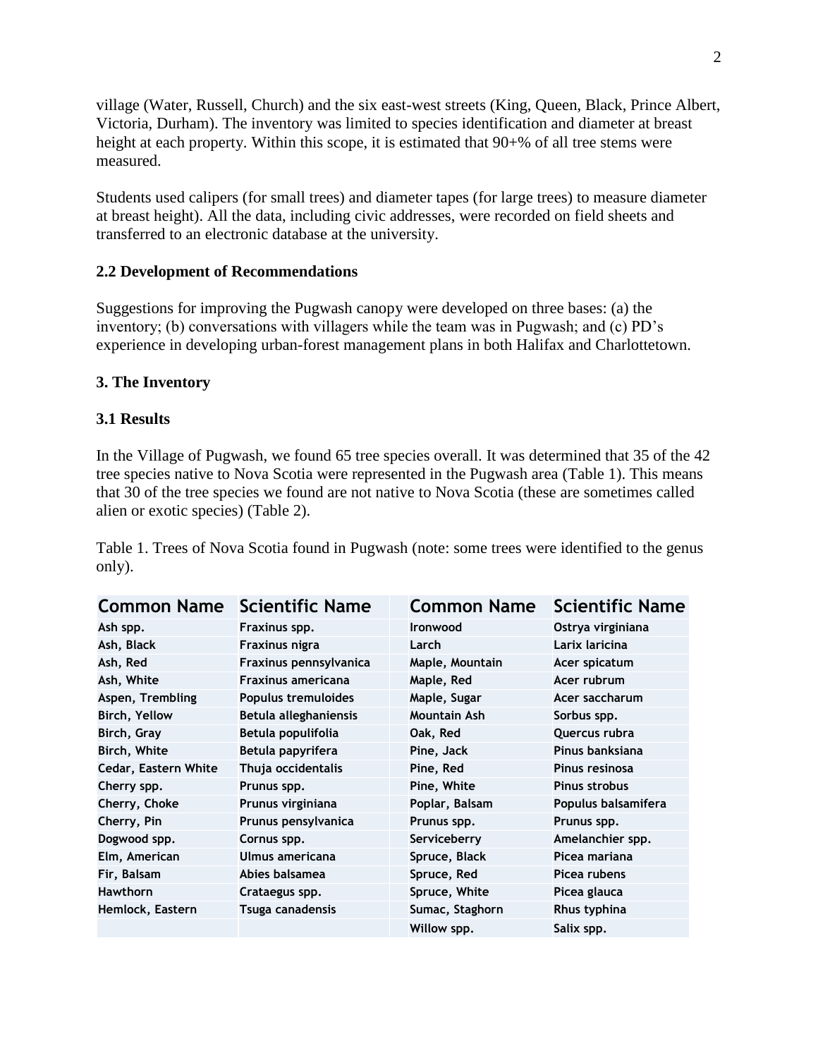village (Water, Russell, Church) and the six east-west streets (King, Queen, Black, Prince Albert, Victoria, Durham). The inventory was limited to species identification and diameter at breast height at each property. Within this scope, it is estimated that 90+% of all tree stems were measured.

Students used calipers (for small trees) and diameter tapes (for large trees) to measure diameter at breast height). All the data, including civic addresses, were recorded on field sheets and transferred to an electronic database at the university.

### 2.2 Development of Recommendations

Suggestions for improving the Pugwash canopy were developed on three bases: (a) the inventory; (b) conversations with villagers while the team was in Pugwash; and (c) PD's experience in developing urban-forest management plans in both Halifax and Charlottetown.

## 3. The Inventory

### 3.1 Results

In the Village of Pugwash, we found 65 tree species overall. It was determined that 35 of the 42 tree species native to Nova Scotia were represented in the Pugwash area (Table 1). This means that 30 of the tree species we found are not native to Nova Scotia (these are sometimes called alien or exotic species) (Table 2).

Table 1. Trees of Nova Scotia found in Pugwash (note: some trees were identified to the genus only).

| Common Name | Scientific Name | Common Name | Scientific Name |
|---|---|---|---|
| Ash spp. | Fraxinus spp. | Ironwood | Ostrya virginiana |
| Ash, Black | Fraxinus nigra | Larch | Larix laricina |
| Ash, Red | Fraxinus pennsylvanica | Maple, Mountain | Acer spicatum |
| Ash, White | Fraxinus americana | Maple, Red | Acer rubrum |
| Aspen, Trembling | Populus tremuloides | Maple, Sugar | Acer saccharum |
| Birch, Yellow | Betula alleghaniensis | Mountain Ash | Sorbus spp. |
| Birch, Gray | Betula populifolia | Oak, Red | Quercus rubra |
| Birch, White | Betula papyrifera | Pine, Jack | Pinus banksiana |
| Cedar, Eastern White | Thuja occidentalis | Pine, Red | Pinus resinosa |
| Cherry spp. | Prunus spp. | Pine, White | Pinus strobus |
| Cherry, Choke | Prunus virginiana | Poplar, Balsam | Populus balsamifera |
| Cherry, Pin | Prunus pensylvanica | Prunus spp. | Prunus spp. |
| Dogwood spp. | Cornus spp. | Serviceberry | Amelanchier spp. |
| Elm, American | Ulmus americana | Spruce, Black | Picea mariana |
| Fir, Balsam | Abies balsamea | Spruce, Red | Picea rubens |
| Hawthorn | Crataegus spp. | Spruce, White | Picea glauca |
| Hemlock, Eastern | Tsuga canadensis | Sumac, Staghorn | Rhus typhina |
| | | Willow spp. | Salix spp. |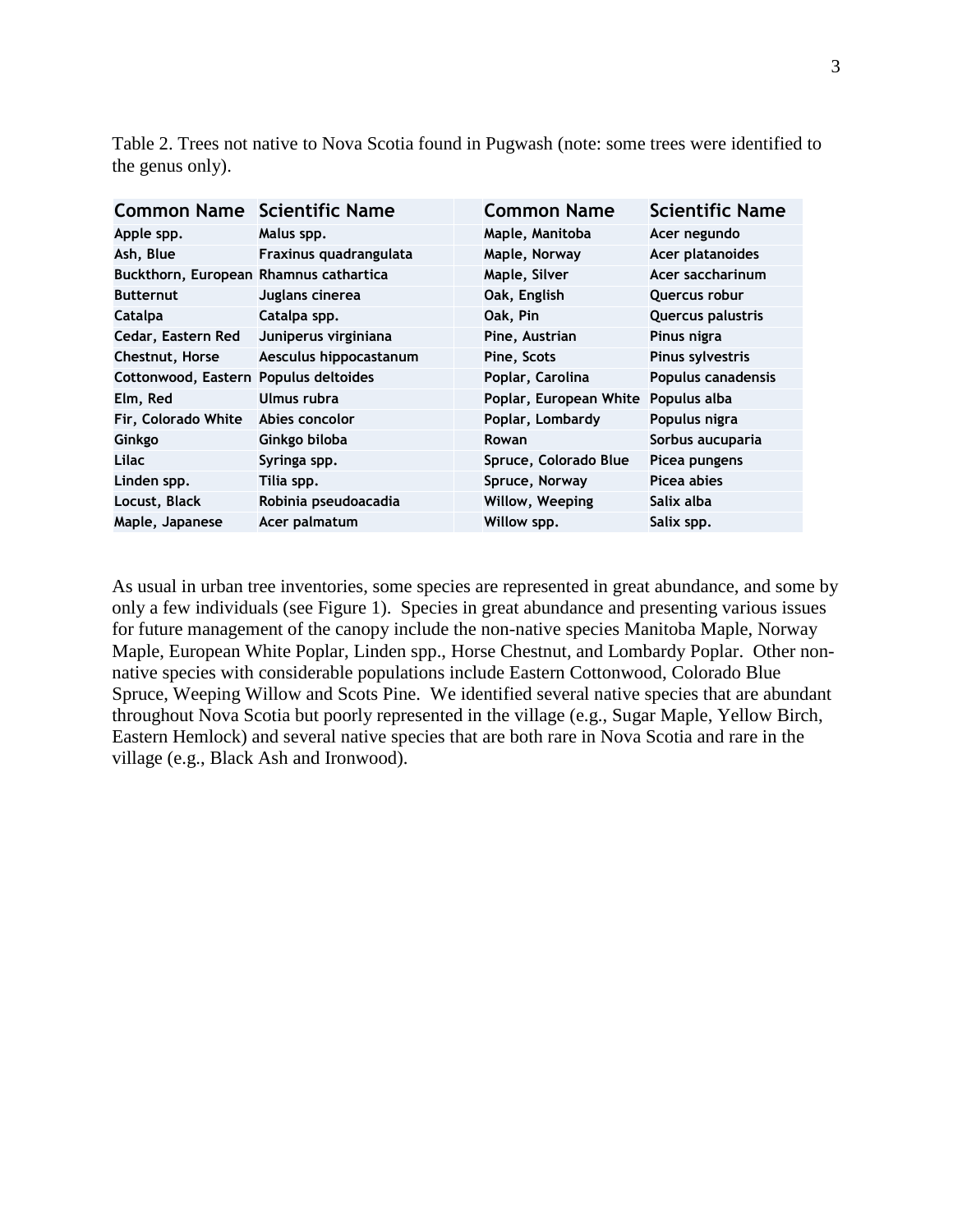Table 2. Trees not native to Nova Scotia found in Pugwash (note: some trees were identified to the genus only).

| Common Name | Scientific Name | Common Name | Scientific Name |
|---|---|---|---|
| Apple spp. | Malus spp. | Maple, Manitoba | Acer negundo |
| Ash, Blue | Fraxinus quadrangulata | Maple, Norway | Acer platanoides |
| Buckthorn, European | Rhamnus cathartica | Maple, Silver | Acer saccharinum |
| Butternut | Juglans cinerea | Oak, English | Quercus robur |
| Catalpa | Catalpa spp. | Oak, Pin | Quercus palustris |
| Cedar, Eastern Red | Juniperus virginiana | Pine, Austrian | Pinus nigra |
| Chestnut, Horse | Aesculus hippocastanum | Pine, Scots | Pinus sylvestris |
| Cottonwood, Eastern | Populus deltoides | Poplar, Carolina | Populus canadensis |
| Elm, Red | Ulmus rubra | Poplar, European White | Populus alba |
| Fir, Colorado White | Abies concolor | Poplar, Lombardy | Populus nigra |
| Ginkgo | Ginkgo biloba | Rowan | Sorbus aucuparia |
| Lilac | Syringa spp. | Spruce, Colorado Blue | Picea pungens |
| Linden spp. | Tilia spp. | Spruce, Norway | Picea abies |
| Locust, Black | Robinia pseudoacadia | Willow, Weeping | Salix alba |
| Maple, Japanese | Acer palmatum | Willow spp. | Salix spp. |

As usual in urban tree inventories, some species are represented in great abundance, and some by only a few individuals (see Figure 1). Species in great abundance and presenting various issues for future management of the canopy include the non-native species Manitoba Maple, Norway Maple, European White Poplar, Linden spp., Horse Chestnut, and Lombardy Poplar. Other non-native species with considerable populations include Eastern Cottonwood, Colorado Blue Spruce, Weeping Willow and Scots Pine. We identified several native species that are abundant throughout Nova Scotia but poorly represented in the village (e.g., Sugar Maple, Yellow Birch, Eastern Hemlock) and several native species that are both rare in Nova Scotia and rare in the village (e.g., Black Ash and Ironwood).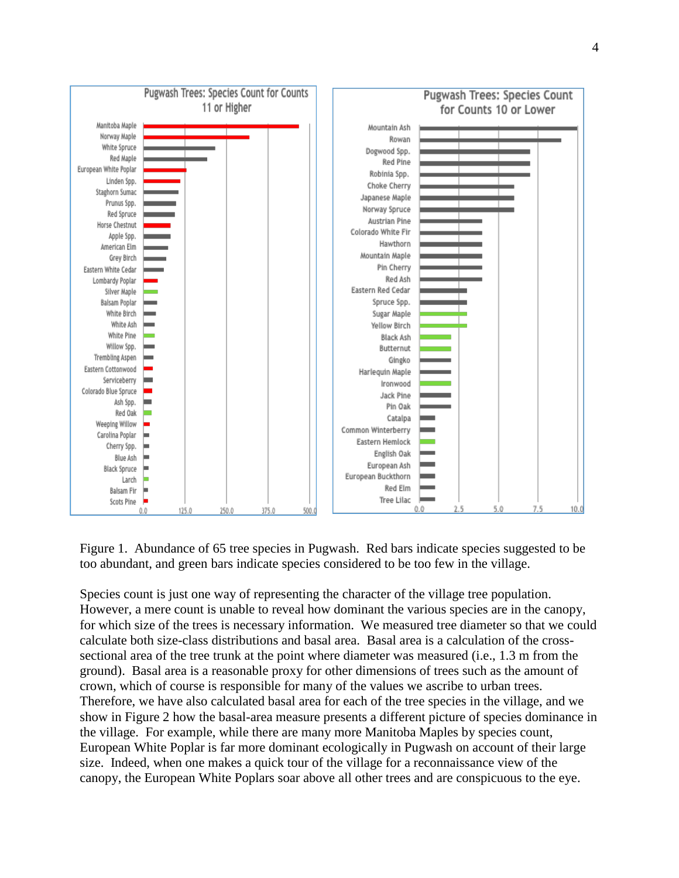Figure 1. Abundance of 65 tree species in Pugwash. Red bars indicate species suggested to be too abundant, and green bars indicate species considered to be too few in the village.

Species count is just one way of representing the character of the village tree population. However, a mere count is unable to reveal how dominant the various species are in the canopy, for which size of the trees is necessary information. We measured tree diameter so that we could calculate both size-class distributions and basal area. Basal area is a calculation of the cross-sectional area of the tree trunk at the point where diameter was measured (i.e., 1.3 m from the ground). Basal area is a reasonable proxy for other dimensions of trees such as the amount of crown, which of course is responsible for many of the values we ascribe to urban trees. Therefore, we have also calculated basal area for each of the tree species in the village, and we show in Figure 2 how the basal-area measure presents a different picture of species dominance in the village. For example, while there are many more Manitoba Maples by species count, European White Poplar is far more dominant ecologically in Pugwash on account of their large size. Indeed, when one makes a quick tour of the village for a reconnaissance view of the canopy, the European White Poplars soar above all other trees and are conspicuous to the eye.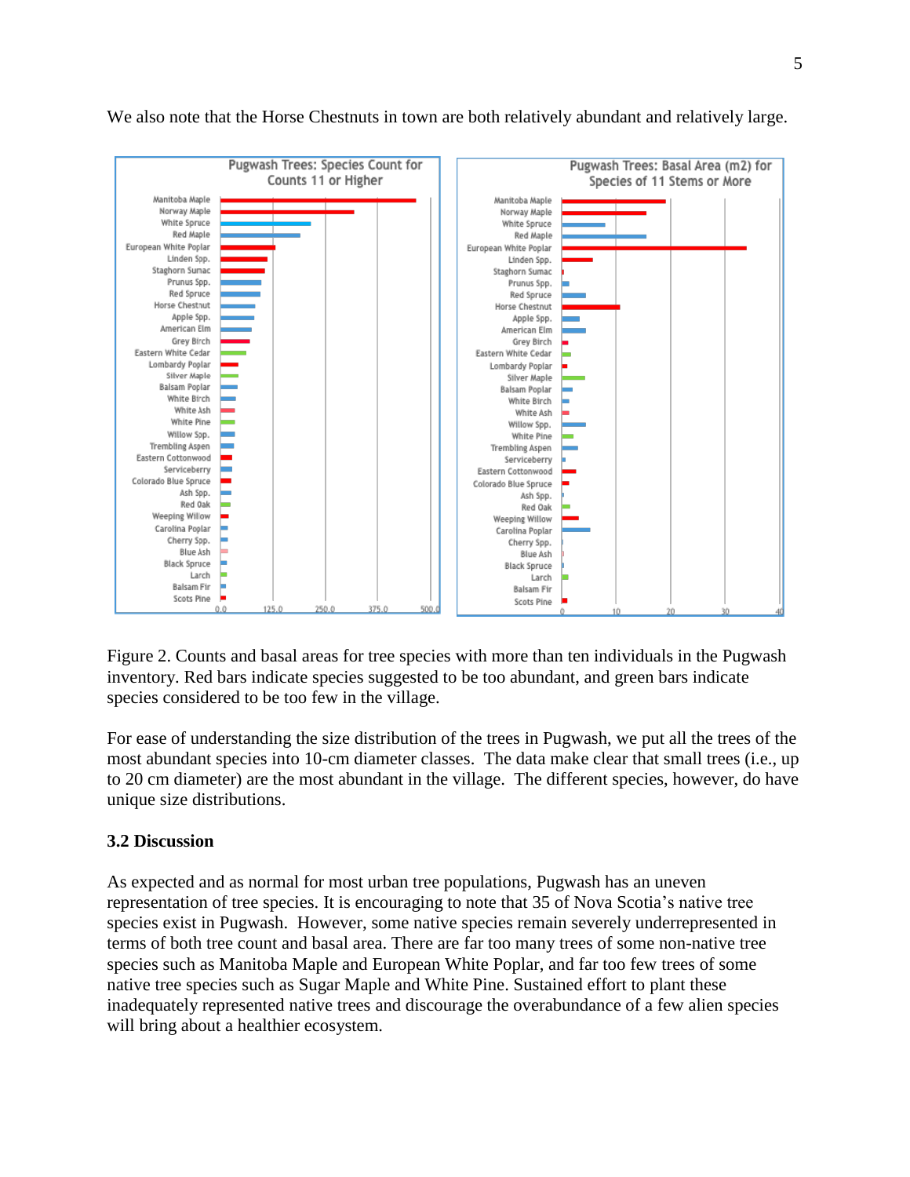We also note that the Horse Chestnuts in town are both relatively abundant and relatively large.

Figure 2. Counts and basal areas for tree species with more than ten individuals in the Pugwash inventory. Red bars indicate species suggested to be too abundant, and green bars indicate species considered to be too few in the village.

For ease of understanding the size distribution of the trees in Pugwash, we put all the trees of the most abundant species into 10-cm diameter classes. The data make clear that small trees (i.e., up to 20 cm diameter) are the most abundant in the village. The different species, however, do have unique size distributions.

### 3.2 Discussion

As expected and as normal for most urban tree populations, Pugwash has an uneven representation of tree species. It is encouraging to note that 35 of Nova Scotia's native tree species exist in Pugwash. However, some native species remain severely underrepresented in terms of both tree count and basal area. There are far too many trees of some non-native tree species such as Manitoba Maple and European White Poplar, and far too few trees of some native tree species such as Sugar Maple and White Pine. Sustained effort to plant these inadequately represented native trees and discourage the overabundance of a few alien species will bring about a healthier ecosystem.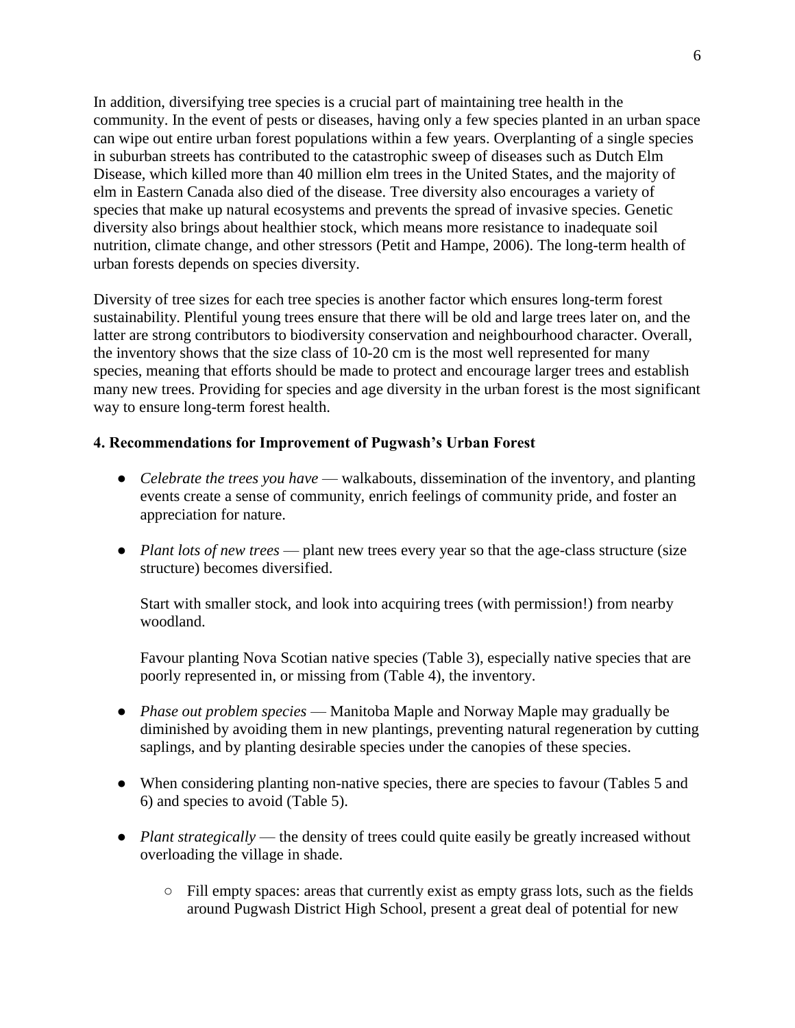In addition, diversifying tree species is a crucial part of maintaining tree health in the community. In the event of pests or diseases, having only a few species planted in an urban space can wipe out entire urban forest populations within a few years. Overplanting of a single species in suburban streets has contributed to the catastrophic sweep of diseases such as Dutch Elm Disease, which killed more than 40 million elm trees in the United States, and the majority of elm in Eastern Canada also died of the disease. Tree diversity also encourages a variety of species that make up natural ecosystems and prevents the spread of invasive species. Genetic diversity also brings about healthier stock, which means more resistance to inadequate soil nutrition, climate change, and other stressors (Petit and Hampe, 2006). The long-term health of urban forests depends on species diversity.

Diversity of tree sizes for each tree species is another factor which ensures long-term forest sustainability. Plentiful young trees ensure that there will be old and large trees later on, and the latter are strong contributors to biodiversity conservation and neighbourhood character. Overall, the inventory shows that the size class of 10-20 cm is the most well represented for many species, meaning that efforts should be made to protect and encourage larger trees and establish many new trees. Providing for species and age diversity in the urban forest is the most significant way to ensure long-term forest health.

### 4. Recommendations for Improvement of Pugwash's Urban Forest

- *Celebrate the trees you have* — walkabouts, dissemination of the inventory, and planting events create a sense of community, enrich feelings of community pride, and foster an appreciation for nature.

- *Plant lots of new trees* — plant new trees every year so that the age-class structure (size structure) becomes diversified.

  Start with smaller stock, and look into acquiring trees (with permission!) from nearby woodland.

  Favour planting Nova Scotian native species (Table 3), especially native species that are poorly represented in, or missing from (Table 4), the inventory.

- *Phase out problem species* — Manitoba Maple and Norway Maple may gradually be diminished by avoiding them in new plantings, preventing natural regeneration by cutting saplings, and by planting desirable species under the canopies of these species.

- When considering planting non-native species, there are species to favour (Tables 5 and 6) and species to avoid (Table 5).

- *Plant strategically* — the density of trees could quite easily be greatly increased without overloading the village in shade.

  - Fill empty spaces: areas that currently exist as empty grass lots, such as the fields around Pugwash District High School, present a great deal of potential for new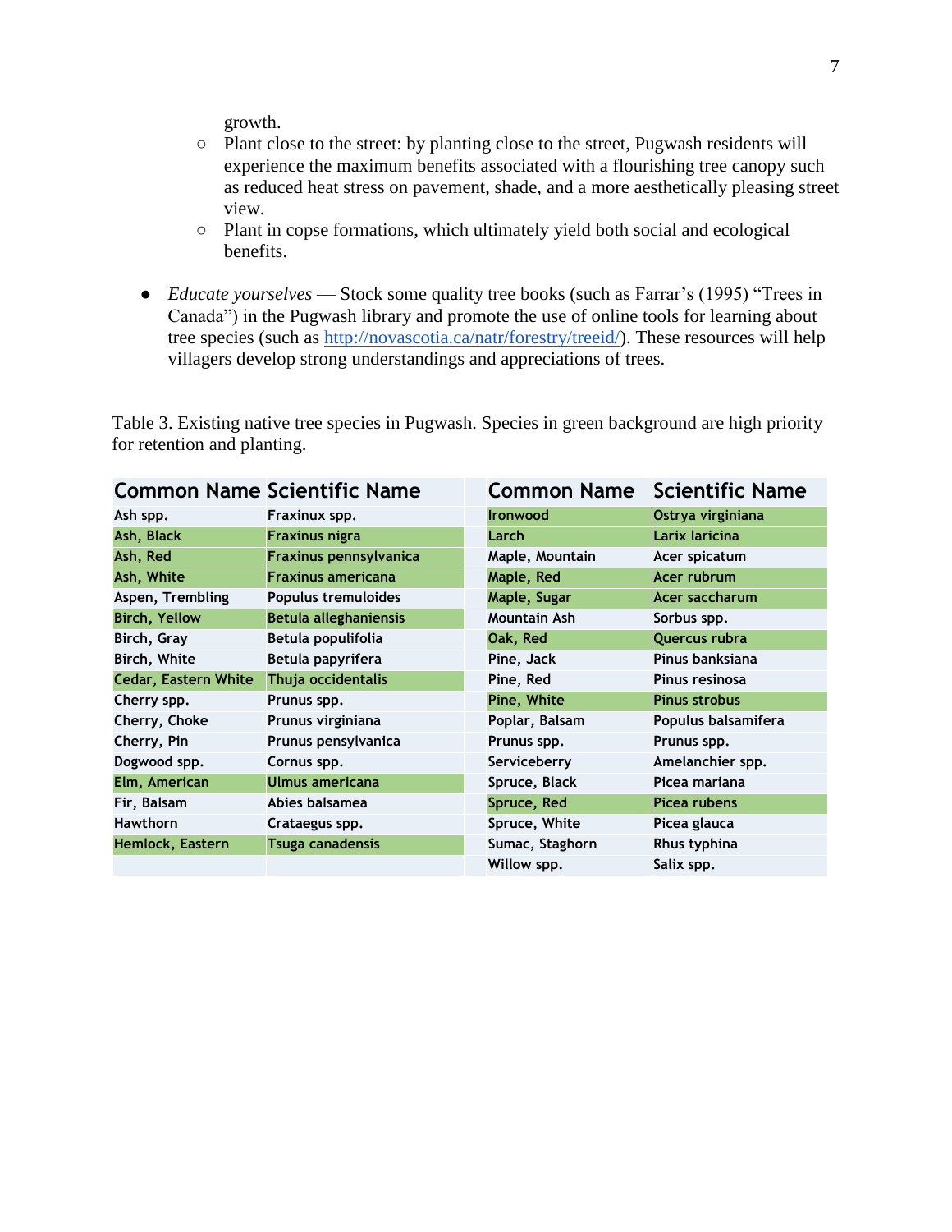growth.

  - Plant close to the street: by planting close to the street, Pugwash residents will experience the maximum benefits associated with a flourishing tree canopy such as reduced heat stress on pavement, shade, and a more aesthetically pleasing street view.
  - Plant in copse formations, which ultimately yield both social and ecological benefits.

- *Educate yourselves* — Stock some quality tree books (such as Farrar's (1995) "Trees in Canada") in the Pugwash library and promote the use of online tools for learning about tree species (such as [http://novascotia.ca/natr/forestry/treeid/](http://novascotia.ca/natr/forestry/treeid/)). These resources will help villagers develop strong understandings and appreciations of trees.

Table 3. Existing native tree species in Pugwash. Species in green background are high priority for retention and planting.

| Common Name | Scientific Name | Common Name | Scientific Name |
|---|---|---|---|
| Ash spp. | Fraxinux spp. | Ironwood | Ostrya virginiana |
| Ash, Black | Fraxinus nigra | Larch | Larix laricina |
| Ash, Red | Fraxinus pennsylvanica | Maple, Mountain | Acer spicatum |
| Ash, White | Fraxinus americana | Maple, Red | Acer rubrum |
| Aspen, Trembling | Populus tremuloides | Maple, Sugar | Acer saccharum |
| Birch, Yellow | Betula alleghaniensis | Mountain Ash | Sorbus spp. |
| Birch, Gray | Betula populifolia | Oak, Red | Quercus rubra |
| Birch, White | Betula papyrifera | Pine, Jack | Pinus banksiana |
| Cedar, Eastern White | Thuja occidentalis | Pine, Red | Pinus resinosa |
| Cherry spp. | Prunus spp. | Pine, White | Pinus strobus |
| Cherry, Choke | Prunus virginiana | Poplar, Balsam | Populus balsamifera |
| Cherry, Pin | Prunus pensylvanica | Prunus spp. | Prunus spp. |
| Dogwood spp. | Cornus spp. | Serviceberry | Amelanchier spp. |
| Elm, American | Ulmus americana | Spruce, Black | Picea mariana |
| Fir, Balsam | Abies balsamea | Spruce, Red | Picea rubens |
| Hawthorn | Crataegus spp. | Spruce, White | Picea glauca |
| Hemlock, Eastern | Tsuga canadensis | Sumac, Staghorn | Rhus typhina |
| | | Willow spp. | Salix spp. |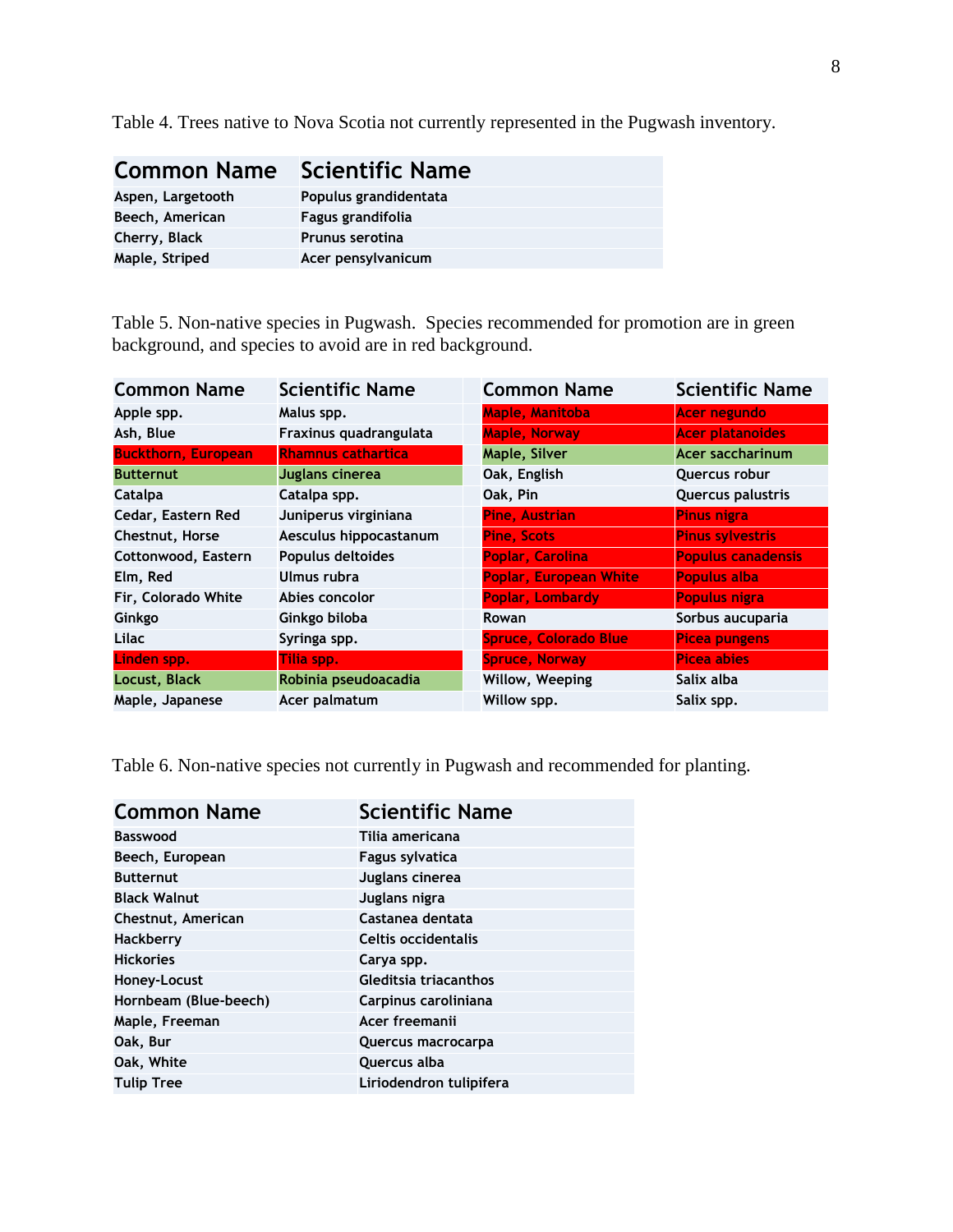Table 4. Trees native to Nova Scotia not currently represented in the Pugwash inventory.

| Common Name | Scientific Name |
|---|---|
| Aspen, Largetooth | Populus grandidentata |
| Beech, American | Fagus grandifolia |
| Cherry, Black | Prunus serotina |
| Maple, Striped | Acer pensylvanicum |

Table 5. Non-native species in Pugwash. Species recommended for promotion are in green background, and species to avoid are in red background.

| Common Name | Scientific Name | Common Name | Scientific Name |
|---|---|---|---|
| Apple spp. | Malus spp. | Maple, Manitoba | Acer negundo |
| Ash, Blue | Fraxinus quadrangulata | Maple, Norway | Acer platanoides |
| Buckthorn, European | Rhamnus cathartica | Maple, Silver | Acer saccharinum |
| Butternut | Juglans cinerea | Oak, English | Quercus robur |
| Catalpa | Catalpa spp. | Oak, Pin | Quercus palustris |
| Cedar, Eastern Red | Juniperus virginiana | Pine, Austrian | Pinus nigra |
| Chestnut, Horse | Aesculus hippocastanum | Pine, Scots | Pinus sylvestris |
| Cottonwood, Eastern | Populus deltoides | Poplar, Carolina | Populus canadensis |
| Elm, Red | Ulmus rubra | Poplar, European White | Populus alba |
| Fir, Colorado White | Abies concolor | Poplar, Lombardy | Populus nigra |
| Ginkgo | Ginkgo biloba | Rowan | Sorbus aucuparia |
| Lilac | Syringa spp. | Spruce, Colorado Blue | Picea pungens |
| Linden spp. | Tilia spp. | Spruce, Norway | Picea abies |
| Locust, Black | Robinia pseudoacadia | Willow, Weeping | Salix alba |
| Maple, Japanese | Acer palmatum | Willow spp. | Salix spp. |

Table 6. Non-native species not currently in Pugwash and recommended for planting.

| Common Name | Scientific Name |
|---|---|
| Basswood | Tilia americana |
| Beech, European | Fagus sylvatica |
| Butternut | Juglans cinerea |
| Black Walnut | Juglans nigra |
| Chestnut, American | Castanea dentata |
| Hackberry | Celtis occidentalis |
| Hickories | Carya spp. |
| Honey-Locust | Gleditsia triacanthos |
| Hornbeam (Blue-beech) | Carpinus caroliniana |
| Maple, Freeman | Acer freemanii |
| Oak, Bur | Quercus macrocarpa |
| Oak, White | Quercus alba |
| Tulip Tree | Liriodendron tulipifera |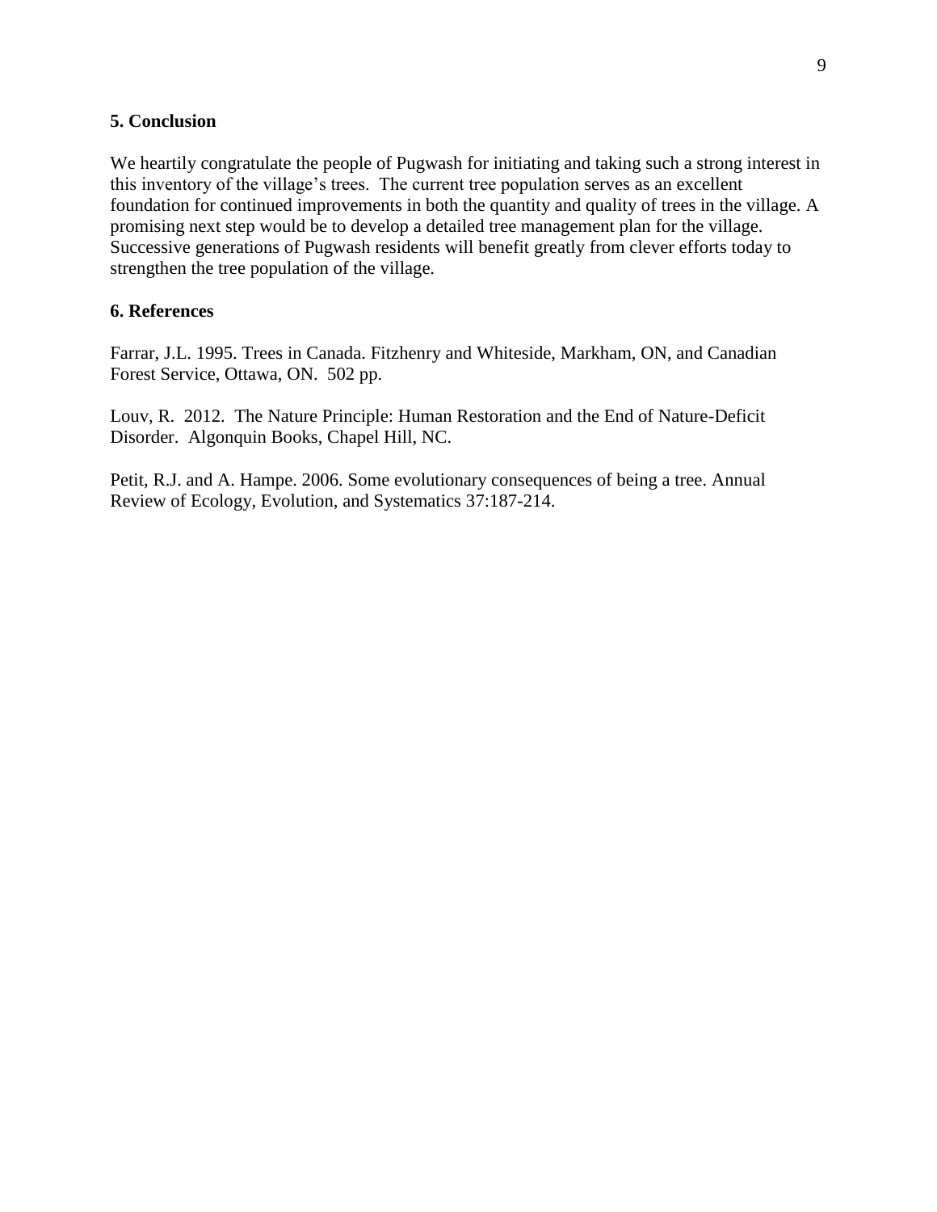## 5. Conclusion

We heartily congratulate the people of Pugwash for initiating and taking such a strong interest in this inventory of the village's trees. The current tree population serves as an excellent foundation for continued improvements in both the quantity and quality of trees in the village. A promising next step would be to develop a detailed tree management plan for the village. Successive generations of Pugwash residents will benefit greatly from clever efforts today to strengthen the tree population of the village.

## 6. References

Farrar, J.L. 1995. Trees in Canada. Fitzhenry and Whiteside, Markham, ON, and Canadian Forest Service, Ottawa, ON. 502 pp.

Louv, R. 2012. The Nature Principle: Human Restoration and the End of Nature-Deficit Disorder. Algonquin Books, Chapel Hill, NC.

Petit, R.J. and A. Hampe. 2006. Some evolutionary consequences of being a tree. Annual Review of Ecology, Evolution, and Systematics 37:187-214.